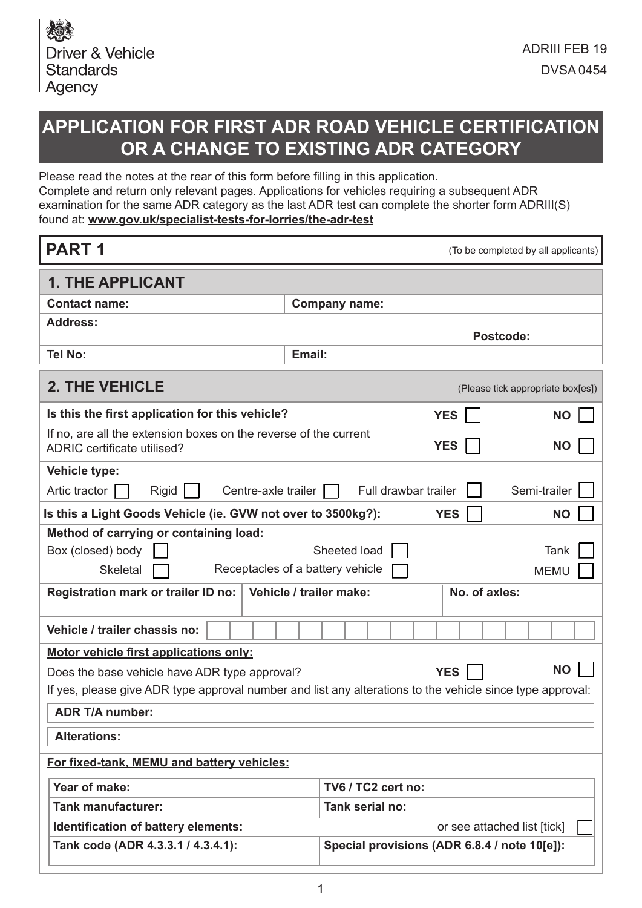Driver & Vehicle Standards Agency

ADRIII FEB 19

DVSA 0454

# APPLICATION FOR FIRST ADR ROAD VEHICLE CERTIFICATION OR A CHANGE TO EXISTING ADR CATEGORY

Please read the notes at the rear of this form before filling in this application.
Complete and return only relevant pages. Applications for vehicles requiring a subsequent ADR examination for the same ADR category as the last ADR test can complete the shorter form ADRIII(S) found at: **www.gov.uk/specialist-tests-for-lorries/the-adr-test**

## PART 1

(To be completed by all applicants)

### 1. THE APPLICANT

| | |
|---|---|
| **Contact name:** | **Company name:** |
| **Address:** | **Postcode:** |
| **Tel No:** | **Email:** |

### 2. THE VEHICLE

(Please tick appropriate box[es])

**Is this the first application for this vehicle?** YES ☐ NO ☐

If no, are all the extension boxes on the reverse of the current ADRIC certificate utilised? YES ☐ NO ☐

**Vehicle type:**

Artic tractor ☐ Rigid ☐ Centre-axle trailer ☐ Full drawbar trailer ☐ Semi-trailer ☐

**Is this a Light Goods Vehicle (ie. GVW not over to 3500kg?):** YES ☐ NO ☐

**Method of carrying or containing load:**

Box (closed) body ☐ Sheeted load ☐ Tank ☐
Skeletal ☐ Receptacles of a battery vehicle ☐ MEMU ☐

| | | |
|---|---|---|
| **Registration mark or trailer ID no:** | **Vehicle / trailer make:** | **No. of axles:** |

**Vehicle / trailer chassis no:**

**Motor vehicle first applications only:**

Does the base vehicle have ADR type approval? YES ☐ NO ☐

If yes, please give ADR type approval number and list any alterations to the vehicle since type approval:

**ADR T/A number:**

**Alterations:**

**For fixed-tank, MEMU and battery vehicles:**

| | |
|---|---|
| **Year of make:** | **TV6 / TC2 cert no:** |
| **Tank manufacturer:** | **Tank serial no:** |
| **Identification of battery elements:** | or see attached list [tick] ☐ |
| **Tank code (ADR 4.3.3.1 / 4.3.4.1):** | **Special provisions (ADR 6.8.4 / note 10[e]):** |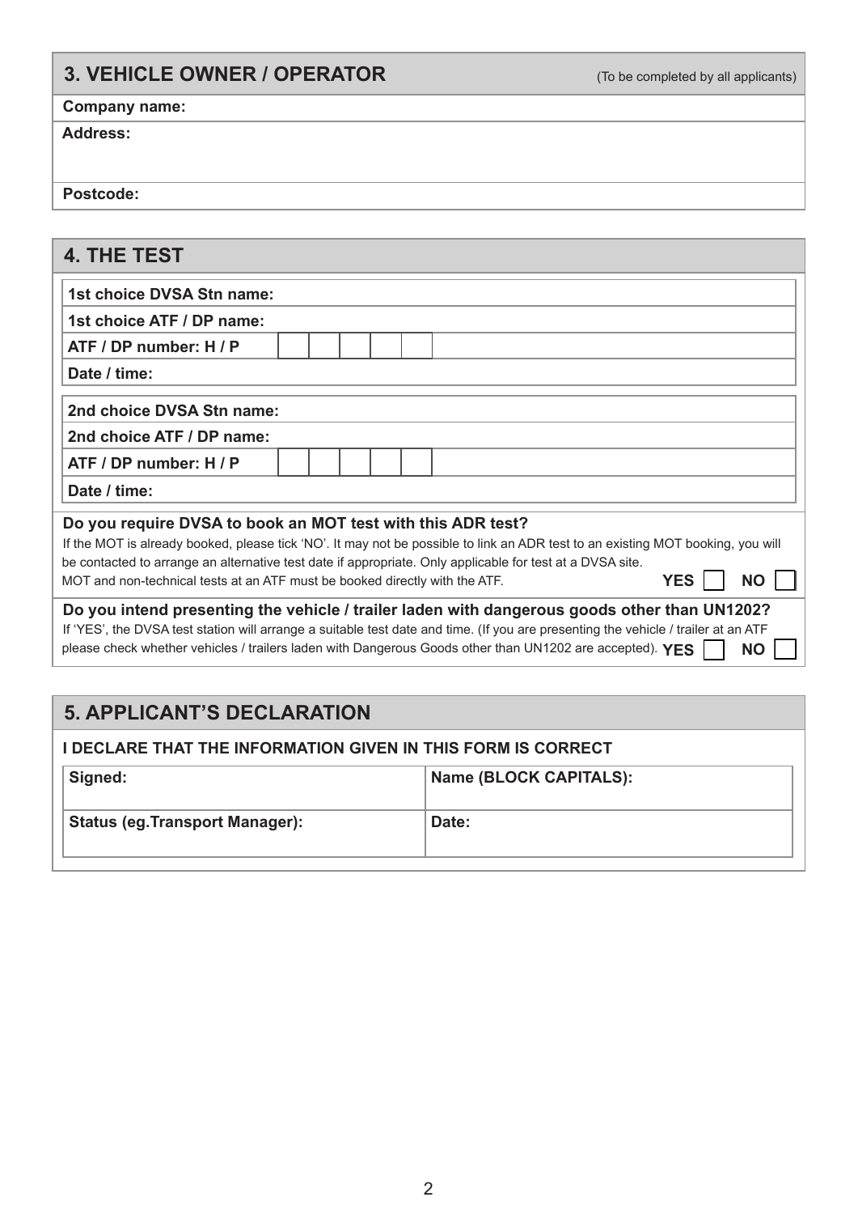## 3. VEHICLE OWNER / OPERATOR

(To be completed by all applicants)

**Company name:**

**Address:**

**Postcode:**

## 4. THE TEST

**1st choice DVSA Stn name:**

**1st choice ATF / DP name:**

**ATF / DP number: H / P** ☐☐☐☐☐

**Date / time:**

**2nd choice DVSA Stn name:**

**2nd choice ATF / DP name:**

**ATF / DP number: H / P** ☐☐☐☐☐

**Date / time:**

**Do you require DVSA to book an MOT test with this ADR test?**

If the MOT is already booked, please tick 'NO'. It may not be possible to link an ADR test to an existing MOT booking, you will be contacted to arrange an alternative test date if appropriate. Only applicable for test at a DVSA site.
MOT and non-technical tests at an ATF must be booked directly with the ATF. **YES** ☐ **NO** ☐

**Do you intend presenting the vehicle / trailer laden with dangerous goods other than UN1202?**

If 'YES', the DVSA test station will arrange a suitable test date and time. (If you are presenting the vehicle / trailer at an ATF please check whether vehicles / trailers laden with Dangerous Goods other than UN1202 are accepted). **YES** ☐ **NO** ☐

## 5. APPLICANT'S DECLARATION

**I DECLARE THAT THE INFORMATION GIVEN IN THIS FORM IS CORRECT**

| **Signed:** | **Name (BLOCK CAPITALS):** |
|---|---|
| **Status (eg.Transport Manager):** | **Date:** |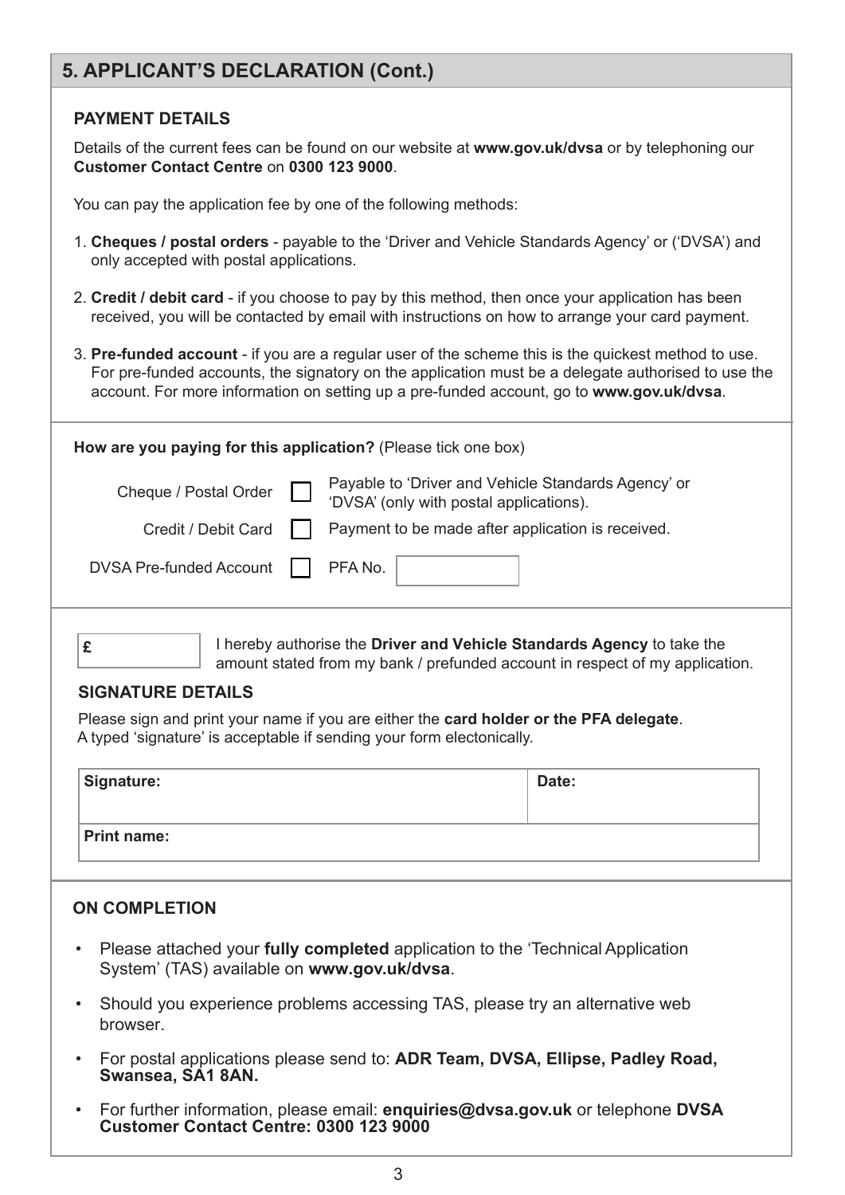## 5. APPLICANT'S DECLARATION (Cont.)

### PAYMENT DETAILS

Details of the current fees can be found on our website at **www.gov.uk/dvsa** or by telephoning our **Customer Contact Centre** on **0300 123 9000**.

You can pay the application fee by one of the following methods:

1. **Cheques / postal orders** - payable to the 'Driver and Vehicle Standards Agency' or ('DVSA') and only accepted with postal applications.
2. **Credit / debit card** - if you choose to pay by this method, then once your application has been received, you will be contacted by email with instructions on how to arrange your card payment.
3. **Pre-funded account** - if you are a regular user of the scheme this is the quickest method to use. For pre-funded accounts, the signatory on the application must be a delegate authorised to use the account. For more information on setting up a pre-funded account, go to **www.gov.uk/dvsa**.

**How are you paying for this application?** (Please tick one box)

| Method | Tick | Details |
|---|---|---|
| Cheque / Postal Order | ☐ | Payable to 'Driver and Vehicle Standards Agency' or 'DVSA' (only with postal applications). |
| Credit / Debit Card | ☐ | Payment to be made after application is received. |
| DVSA Pre-funded Account | ☐ | PFA No. |

£ ______ I hereby authorise the **Driver and Vehicle Standards Agency** to take the amount stated from my bank / prefunded account in respect of my application.

### SIGNATURE DETAILS

Please sign and print your name if you are either the **card holder or the PFA delegate**.
A typed 'signature' is acceptable if sending your form electonically.

| Signature: | Date: |
|---|---|
| **Print name:** | |

### ON COMPLETION

- Please attached your **fully completed** application to the 'Technical Application System' (TAS) available on **www.gov.uk/dvsa**.
- Should you experience problems accessing TAS, please try an alternative web browser.
- For postal applications please send to: **ADR Team, DVSA, Ellipse, Padley Road, Swansea, SA1 8AN.**
- For further information, please email: **enquiries@dvsa.gov.uk** or telephone **DVSA Customer Contact Centre: 0300 123 9000**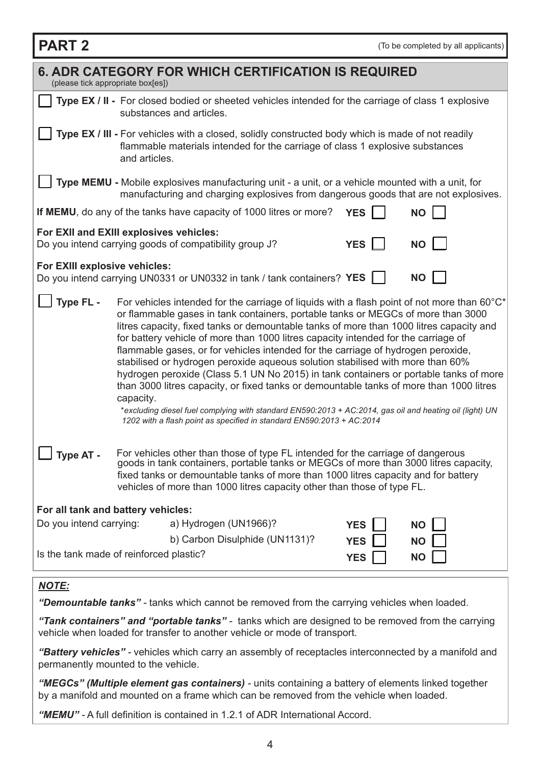# PART 2

(To be completed by all applicants)

## 6. ADR CATEGORY FOR WHICH CERTIFICATION IS REQUIRED

(please tick appropriate box[es])

☐ **Type EX / II -** For closed bodied or sheeted vehicles intended for the carriage of class 1 explosive substances and articles.

☐ **Type EX / III -** For vehicles with a closed, solidly constructed body which is made of not readily flammable materials intended for the carriage of class 1 explosive substances and articles.

☐ **Type MEMU -** Mobile explosives manufacturing unit - a unit, or a vehicle mounted with a unit, for manufacturing and charging explosives from dangerous goods that are not explosives.

**If MEMU**, do any of the tanks have capacity of 1000 litres or more? **YES** ☐ **NO** ☐

**For EXII and EXIII explosives vehicles:**
Do you intend carrying goods of compatibility group J? **YES** ☐ **NO** ☐

**For EXIII explosive vehicles:**
Do you intend carrying UN0331 or UN0332 in tank / tank containers? **YES** ☐ **NO** ☐

☐ **Type FL -** For vehicles intended for the carriage of liquids with a flash point of not more than 60°C* or flammable gases in tank containers, portable tanks or MEGCs of more than 3000 litres capacity, fixed tanks or demountable tanks of more than 1000 litres capacity and for battery vehicle of more than 1000 litres capacity intended for the carriage of flammable gases, or for vehicles intended for the carriage of hydrogen peroxide, stabilised or hydrogen peroxide aqueous solution stabilised with more than 60% hydrogen peroxide (Class 5.1 UN No 2015) in tank containers or portable tanks of more than 3000 litres capacity, or fixed tanks or demountable tanks of more than 1000 litres capacity.

*\*excluding diesel fuel complying with standard EN590:2013 + AC:2014, gas oil and heating oil (light) UN 1202 with a flash point as specified in standard EN590:2013 + AC:2014*

☐ **Type AT -** For vehicles other than those of type FL intended for the carriage of dangerous goods in tank containers, portable tanks or MEGCs of more than 3000 litres capacity, fixed tanks or demountable tanks of more than 1000 litres capacity and for battery vehicles of more than 1000 litres capacity other than those of type FL.

**For all tank and battery vehicles:**

Do you intend carrying:
a) Hydrogen (UN1966)? **YES** ☐ **NO** ☐
b) Carbon Disulphide (UN1131)? **YES** ☐ **NO** ☐

Is the tank made of reinforced plastic? **YES** ☐ **NO** ☐

***NOTE:***

***"Demountable tanks"*** - tanks which cannot be removed from the carrying vehicles when loaded.

***"Tank containers" and "portable tanks"*** - tanks which are designed to be removed from the carrying vehicle when loaded for transfer to another vehicle or mode of transport.

***"Battery vehicles"*** - vehicles which carry an assembly of receptacles interconnected by a manifold and permanently mounted to the vehicle.

***"MEGCs" (Multiple element gas containers)*** - units containing a battery of elements linked together by a manifold and mounted on a frame which can be removed from the vehicle when loaded.

***"MEMU"*** - A full definition is contained in 1.2.1 of ADR International Accord.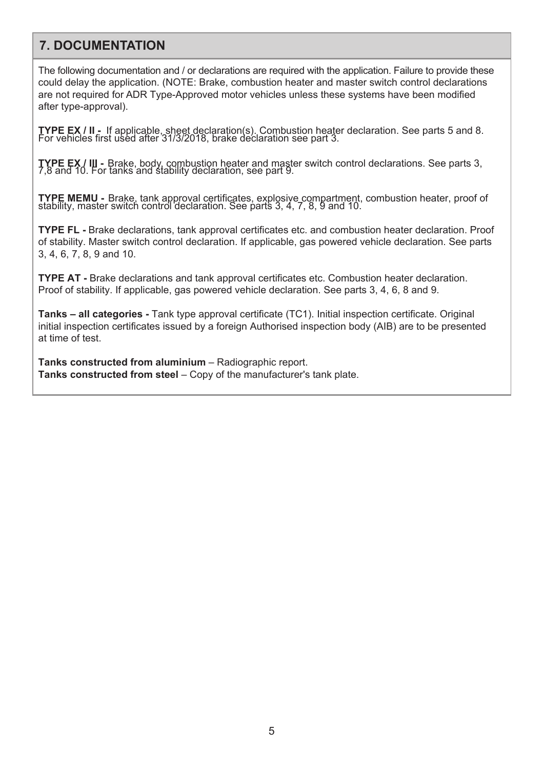## 7. DOCUMENTATION

The following documentation and / or declarations are required with the application. Failure to provide these could delay the application. (NOTE: Brake, combustion heater and master switch control declarations are not required for ADR Type-Approved motor vehicles unless these systems have been modified after type-approval).

**TYPE EX / II -** If applicable, sheet declaration(s). Combustion heater declaration. See parts 5 and 8. For vehicles first used after 31/3/2018, brake declaration see part 3.

**TYPE EX / III -** Brake, body, combustion heater and master switch control declarations. See parts 3, 7,8 and 10. For tanks and stability declaration, see part 9.

**TYPE MEMU -** Brake, tank approval certificates, explosive compartment, combustion heater, proof of stability, master switch control declaration. See parts 3, 4, 7, 8, 9 and 10.

**TYPE FL -** Brake declarations, tank approval certificates etc. and combustion heater declaration. Proof of stability. Master switch control declaration. If applicable, gas powered vehicle declaration. See parts 3, 4, 6, 7, 8, 9 and 10.

**TYPE AT -** Brake declarations and tank approval certificates etc. Combustion heater declaration. Proof of stability. If applicable, gas powered vehicle declaration. See parts 3, 4, 6, 8 and 9.

**Tanks – all categories -** Tank type approval certificate (TC1). Initial inspection certificate. Original initial inspection certificates issued by a foreign Authorised inspection body (AIB) are to be presented at time of test.

**Tanks constructed from aluminium** – Radiographic report.
**Tanks constructed from steel** – Copy of the manufacturer's tank plate.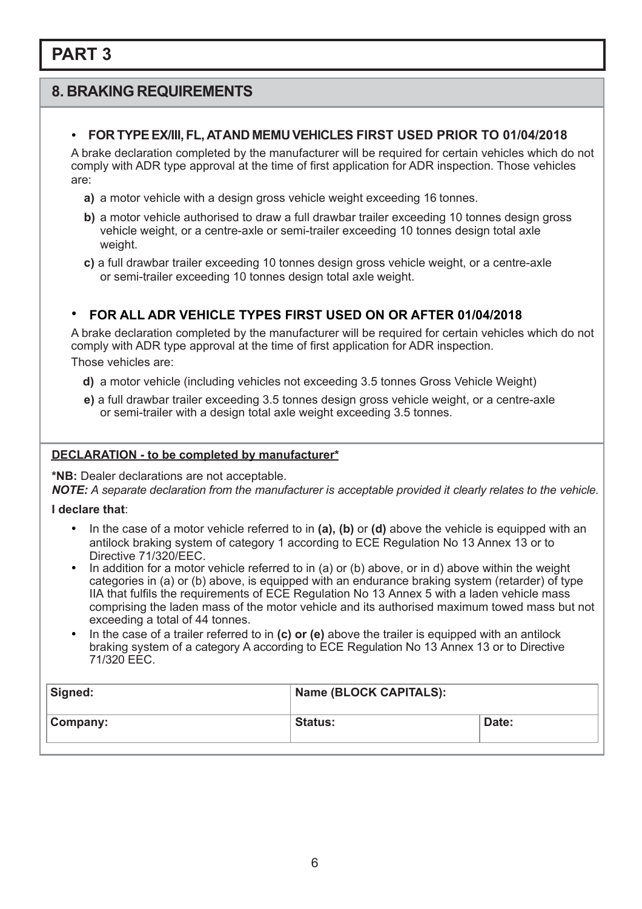# PART 3

## 8. BRAKING REQUIREMENTS

- **FOR TYPE EX/III, FL, AT AND MEMU VEHICLES FIRST USED PRIOR TO 01/04/2018**

A brake declaration completed by the manufacturer will be required for certain vehicles which do not comply with ADR type approval at the time of first application for ADR inspection. Those vehicles are:

**a)** a motor vehicle with a design gross vehicle weight exceeding 16 tonnes.

**b)** a motor vehicle authorised to draw a full drawbar trailer exceeding 10 tonnes design gross vehicle weight, or a centre-axle or semi-trailer exceeding 10 tonnes design total axle weight.

**c)** a full drawbar trailer exceeding 10 tonnes design gross vehicle weight, or a centre-axle or semi-trailer exceeding 10 tonnes design total axle weight.

- **FOR ALL ADR VEHICLE TYPES FIRST USED ON OR AFTER 01/04/2018**

A brake declaration completed by the manufacturer will be required for certain vehicles which do not comply with ADR type approval at the time of first application for ADR inspection.

Those vehicles are:

**d)** a motor vehicle (including vehicles not exceeding 3.5 tonnes Gross Vehicle Weight)

**e)** a full drawbar trailer exceeding 3.5 tonnes design gross vehicle weight, or a centre-axle or semi-trailer with a design total axle weight exceeding 3.5 tonnes.

**DECLARATION - to be completed by manufacturer***

***NB:** Dealer declarations are not acceptable.

***NOTE:** A separate declaration from the manufacturer is acceptable provided it clearly relates to the vehicle.*

**I declare that**:

- In the case of a motor vehicle referred to in **(a), (b)** or **(d)** above the vehicle is equipped with an antilock braking system of category 1 according to ECE Regulation No 13 Annex 13 or to Directive 71/320/EEC.
- In addition for a motor vehicle referred to in (a) or (b) above, or in d) above within the weight categories in (a) or (b) above, is equipped with an endurance braking system (retarder) of type IIA that fulfils the requirements of ECE Regulation No 13 Annex 5 with a laden vehicle mass comprising the laden mass of the motor vehicle and its authorised maximum towed mass but not exceeding a total of 44 tonnes.
- In the case of a trailer referred to in **(c) or (e)** above the trailer is equipped with an antilock braking system of a category A according to ECE Regulation No 13 Annex 13 or to Directive 71/320 EEC.

| Signed: | Name (BLOCK CAPITALS): | |
|---|---|---|
| Company: | Status: | Date: |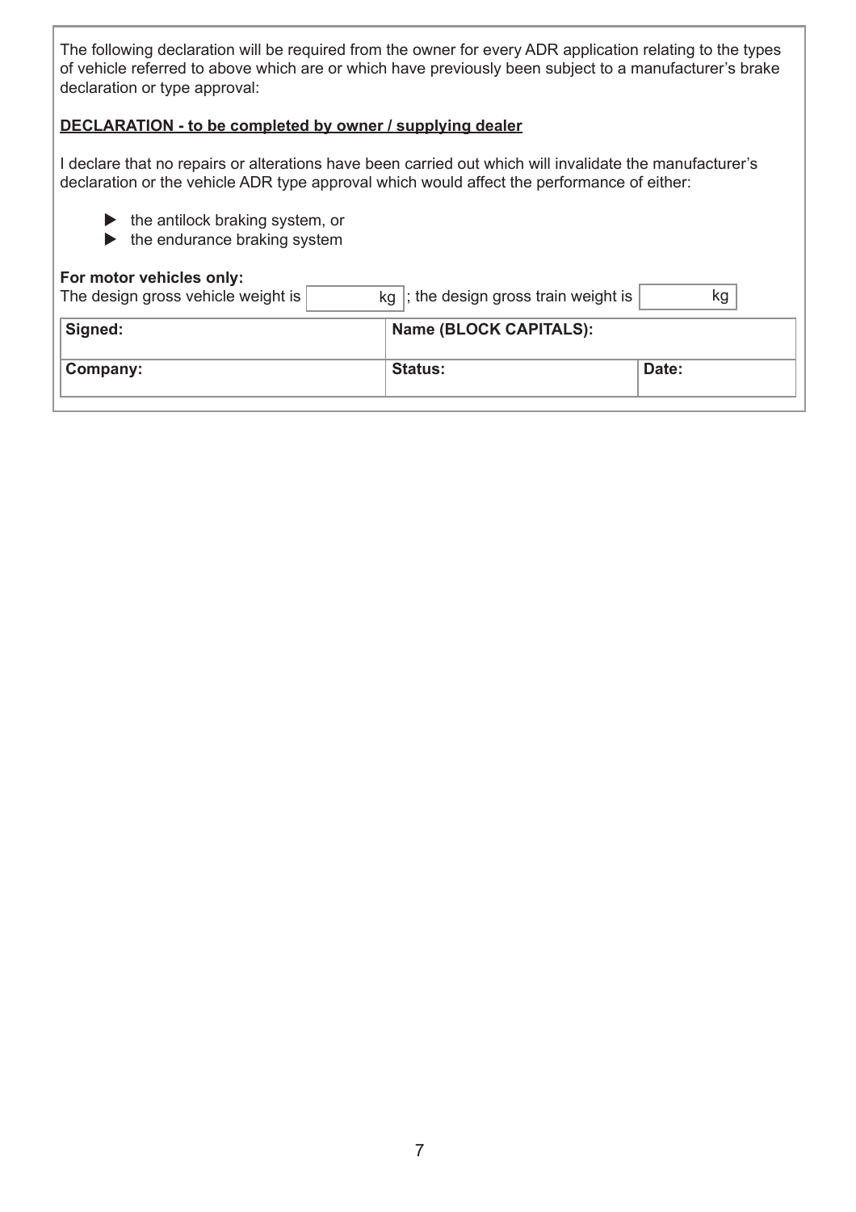The following declaration will be required from the owner for every ADR application relating to the types of vehicle referred to above which are or which have previously been subject to a manufacturer's brake declaration or type approval:

**DECLARATION - to be completed by owner / supplying dealer**

I declare that no repairs or alterations have been carried out which will invalidate the manufacturer's declaration or the vehicle ADR type approval which would affect the performance of either:

- the antilock braking system, or
- the endurance braking system

**For motor vehicles only:**

The design gross vehicle weight is ____________ kg ; the design gross train weight is ____________ kg

| **Signed:** | **Name (BLOCK CAPITALS):** | |
|---|---|---|
| **Company:** | **Status:** | **Date:** |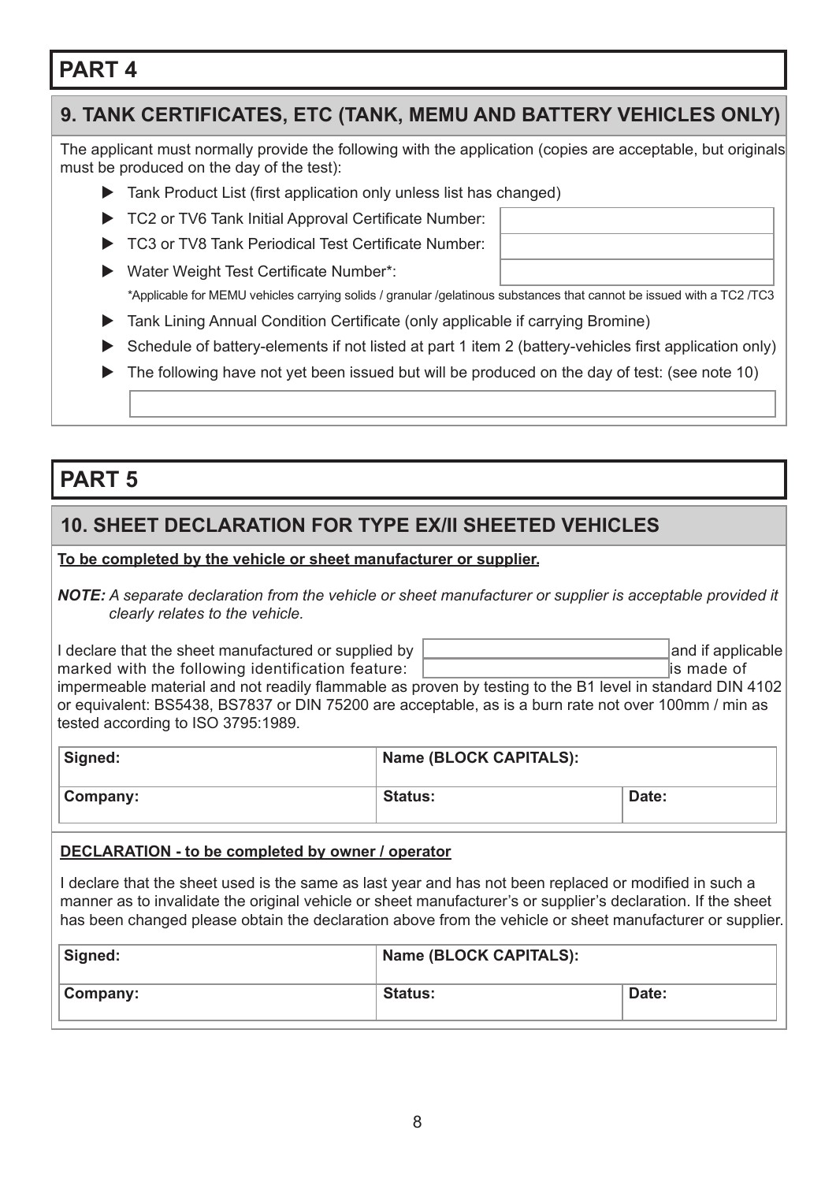# PART 4

## 9. TANK CERTIFICATES, ETC (TANK, MEMU AND BATTERY VEHICLES ONLY)

The applicant must normally provide the following with the application (copies are acceptable, but originals must be produced on the day of the test):

- Tank Product List (first application only unless list has changed)
- TC2 or TV6 Tank Initial Approval Certificate Number:
- TC3 or TV8 Tank Periodical Test Certificate Number:
- Water Weight Test Certificate Number*:

  *Applicable for MEMU vehicles carrying solids / granular /gelatinous substances that cannot be issued with a TC2 /TC3
- Tank Lining Annual Condition Certificate (only applicable if carrying Bromine)
- Schedule of battery-elements if not listed at part 1 item 2 (battery-vehicles first application only)
- The following have not yet been issued but will be produced on the day of test: (see note 10)

# PART 5

## 10. SHEET DECLARATION FOR TYPE EX/II SHEETED VEHICLES

**To be completed by the vehicle or sheet manufacturer or supplier.**

***NOTE:*** *A separate declaration from the vehicle or sheet manufacturer or supplier is acceptable provided it clearly relates to the vehicle.*

I declare that the sheet manufactured or supplied by ______________ and if applicable marked with the following identification feature: ______________ is made of impermeable material and not readily flammable as proven by testing to the B1 level in standard DIN 4102 or equivalent: BS5438, BS7837 or DIN 75200 are acceptable, as is a burn rate not over 100mm / min as tested according to ISO 3795:1989.

| **Signed:** | **Name (BLOCK CAPITALS):** | |
|---|---|---|
| **Company:** | **Status:** | **Date:** |

**DECLARATION - to be completed by owner / operator**

I declare that the sheet used is the same as last year and has not been replaced or modified in such a manner as to invalidate the original vehicle or sheet manufacturer's or supplier's declaration. If the sheet has been changed please obtain the declaration above from the vehicle or sheet manufacturer or supplier.

| **Signed:** | **Name (BLOCK CAPITALS):** | |
|---|---|---|
| **Company:** | **Status:** | **Date:** |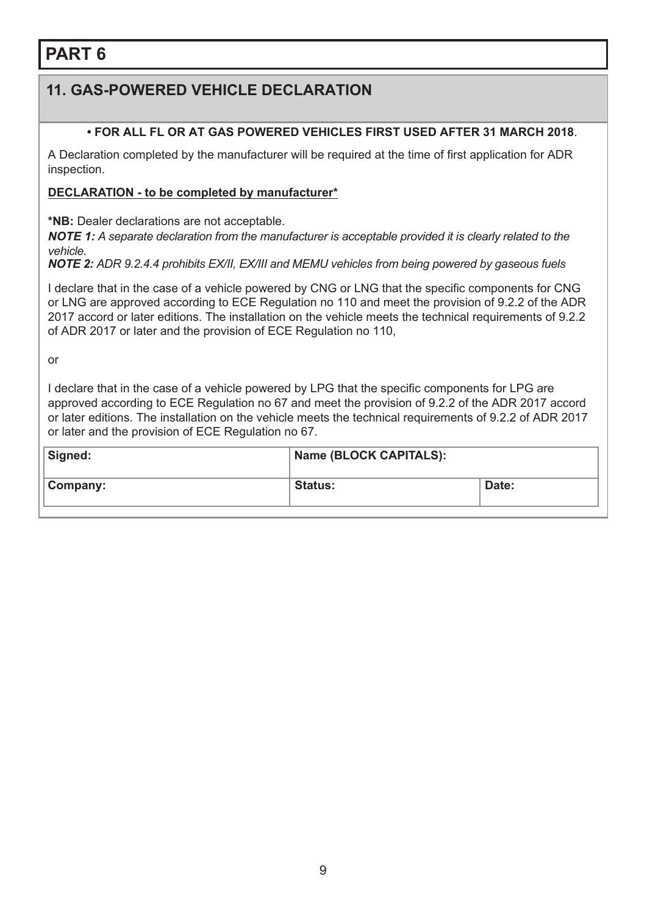# PART 6

## 11. GAS-POWERED VEHICLE DECLARATION

**• FOR ALL FL OR AT GAS POWERED VEHICLES FIRST USED AFTER 31 MARCH 2018**.

A Declaration completed by the manufacturer will be required at the time of first application for ADR inspection.

**DECLARATION - to be completed by manufacturer***

***NB:** Dealer declarations are not acceptable.

***NOTE 1:*** *A separate declaration from the manufacturer is acceptable provided it is clearly related to the vehicle.*

***NOTE 2:*** *ADR 9.2.4.4 prohibits EX/II, EX/III and MEMU vehicles from being powered by gaseous fuels*

I declare that in the case of a vehicle powered by CNG or LNG that the specific components for CNG or LNG are approved according to ECE Regulation no 110 and meet the provision of 9.2.2 of the ADR 2017 accord or later editions. The installation on the vehicle meets the technical requirements of 9.2.2 of ADR 2017 or later and the provision of ECE Regulation no 110,

or

I declare that in the case of a vehicle powered by LPG that the specific components for LPG are approved according to ECE Regulation no 67 and meet the provision of 9.2.2 of the ADR 2017 accord or later editions. The installation on the vehicle meets the technical requirements of 9.2.2 of ADR 2017 or later and the provision of ECE Regulation no 67.

| **Signed:** | **Name (BLOCK CAPITALS):** | |
|---|---|---|
| **Company:** | **Status:** | **Date:** |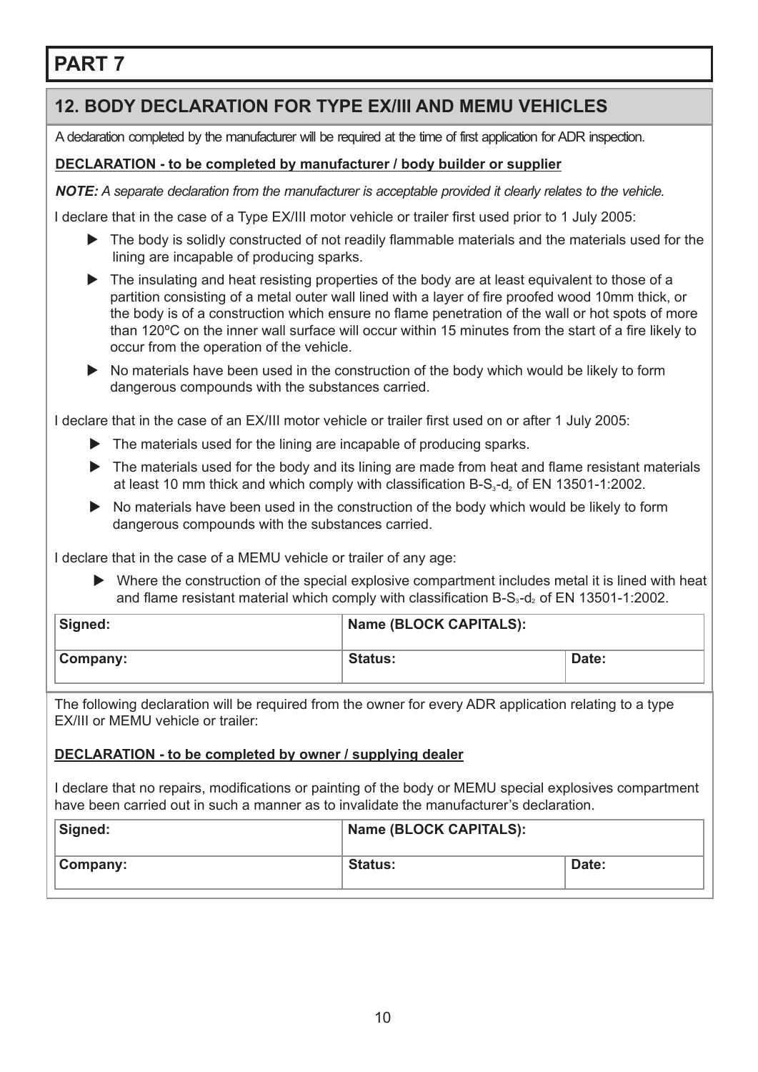# PART 7

## 12. BODY DECLARATION FOR TYPE EX/III AND MEMU VEHICLES

A declaration completed by the manufacturer will be required at the time of first application for ADR inspection.

**DECLARATION - to be completed by manufacturer / body builder or supplier**

***NOTE:*** *A separate declaration from the manufacturer is acceptable provided it clearly relates to the vehicle.*

I declare that in the case of a Type EX/III motor vehicle or trailer first used prior to 1 July 2005:

- The body is solidly constructed of not readily flammable materials and the materials used for the lining are incapable of producing sparks.
- The insulating and heat resisting properties of the body are at least equivalent to those of a partition consisting of a metal outer wall lined with a layer of fire proofed wood 10mm thick, or the body is of a construction which ensure no flame penetration of the wall or hot spots of more than 120ºC on the inner wall surface will occur within 15 minutes from the start of a fire likely to occur from the operation of the vehicle.
- No materials have been used in the construction of the body which would be likely to form dangerous compounds with the substances carried.

I declare that in the case of an EX/III motor vehicle or trailer first used on or after 1 July 2005:

- The materials used for the lining are incapable of producing sparks.
- The materials used for the body and its lining are made from heat and flame resistant materials at least 10 mm thick and which comply with classification B-$S_3$-$d_2$ of EN 13501-1:2002.
- No materials have been used in the construction of the body which would be likely to form dangerous compounds with the substances carried.

I declare that in the case of a MEMU vehicle or trailer of any age:

- Where the construction of the special explosive compartment includes metal it is lined with heat and flame resistant material which comply with classification B-$S_3$-$d_2$ of EN 13501-1:2002.

| Signed: | Name (BLOCK CAPITALS): | |
|---|---|---|
| Company: | Status: | Date: |

The following declaration will be required from the owner for every ADR application relating to a type EX/III or MEMU vehicle or trailer:

**DECLARATION - to be completed by owner / supplying dealer**

I declare that no repairs, modifications or painting of the body or MEMU special explosives compartment have been carried out in such a manner as to invalidate the manufacturer's declaration.

| Signed: | Name (BLOCK CAPITALS): | |
|---|---|---|
| Company: | Status: | Date: |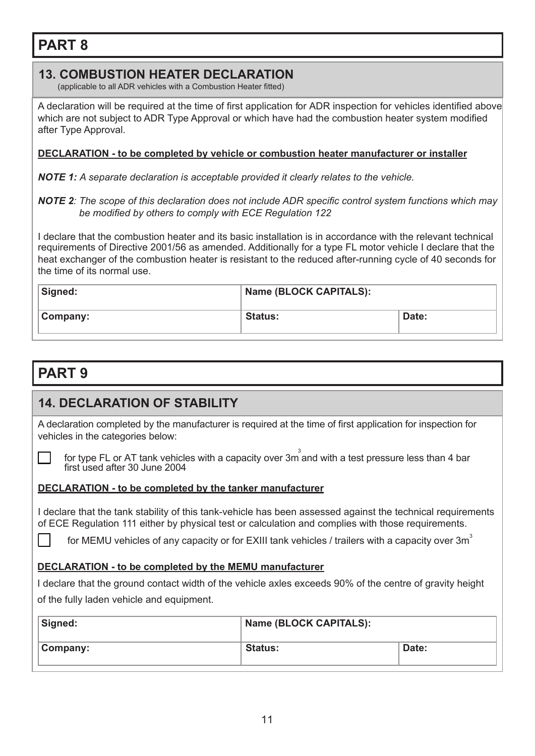# PART 8

## 13. COMBUSTION HEATER DECLARATION

(applicable to all ADR vehicles with a Combustion Heater fitted)

A declaration will be required at the time of first application for ADR inspection for vehicles identified above which are not subject to ADR Type Approval or which have had the combustion heater system modified after Type Approval.

**DECLARATION - to be completed by vehicle or combustion heater manufacturer or installer**

***NOTE 1:*** *A separate declaration is acceptable provided it clearly relates to the vehicle.*

***NOTE 2****: The scope of this declaration does not include ADR specific control system functions which may be modified by others to comply with ECE Regulation 122*

I declare that the combustion heater and its basic installation is in accordance with the relevant technical requirements of Directive 2001/56 as amended. Additionally for a type FL motor vehicle I declare that the heat exchanger of the combustion heater is resistant to the reduced after-running cycle of 40 seconds for the time of its normal use.

| Signed: | Name (BLOCK CAPITALS): | |
|---|---|---|
| Company: | Status: | Date: |

# PART 9

## 14. DECLARATION OF STABILITY

A declaration completed by the manufacturer is required at the time of first application for inspection for vehicles in the categories below:

☐ for type FL or AT tank vehicles with a capacity over $3m^3$ and with a test pressure less than 4 bar first used after 30 June 2004

**DECLARATION - to be completed by the tanker manufacturer**

I declare that the tank stability of this tank-vehicle has been assessed against the technical requirements of ECE Regulation 111 either by physical test or calculation and complies with those requirements.

☐ for MEMU vehicles of any capacity or for EXIII tank vehicles / trailers with a capacity over $3m^3$

**DECLARATION - to be completed by the MEMU manufacturer**

I declare that the ground contact width of the vehicle axles exceeds 90% of the centre of gravity height of the fully laden vehicle and equipment.

| Signed: | Name (BLOCK CAPITALS): | |
|---|---|---|
| Company: | Status: | Date: |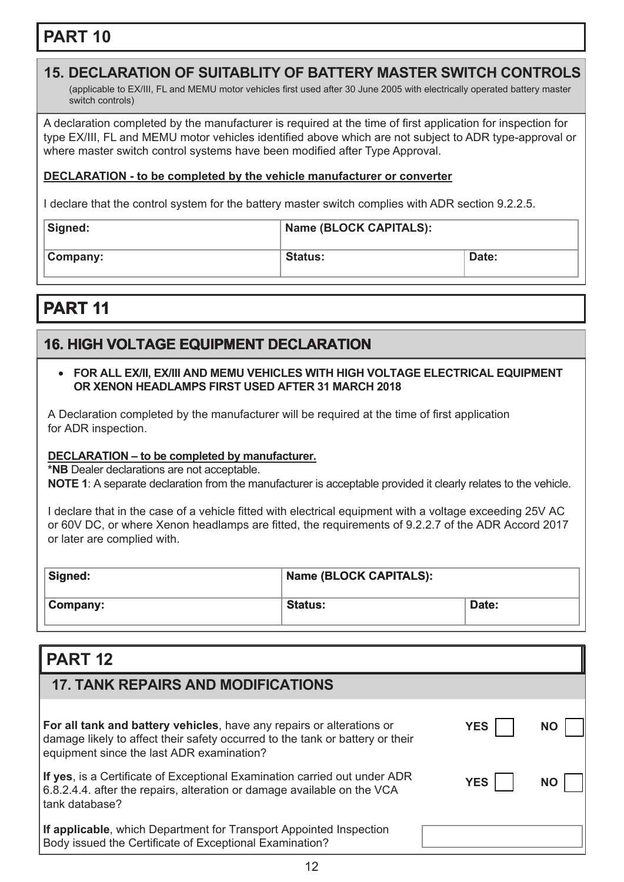# PART 10

## 15. DECLARATION OF SUITABLITY OF BATTERY MASTER SWITCH CONTROLS

(applicable to EX/III, FL and MEMU motor vehicles first used after 30 June 2005 with electrically operated battery master switch controls)

A declaration completed by the manufacturer is required at the time of first application for inspection for type EX/III, FL and MEMU motor vehicles identified above which are not subject to ADR type-approval or where master switch control systems have been modified after Type Approval.

**DECLARATION - to be completed by the vehicle manufacturer or converter**

I declare that the control system for the battery master switch complies with ADR section 9.2.2.5.

| **Signed:** | **Name (BLOCK CAPITALS):** | |
|---|---|---|
| **Company:** | **Status:** | **Date:** |

# PART 11

## 16. HIGH VOLTAGE EQUIPMENT DECLARATION

- **FOR ALL EX/II, EX/III AND MEMU VEHICLES WITH HIGH VOLTAGE ELECTRICAL EQUIPMENT OR XENON HEADLAMPS FIRST USED AFTER 31 MARCH 2018**

A Declaration completed by the manufacturer will be required at the time of first application for ADR inspection.

**DECLARATION – to be completed by manufacturer.**
**\*NB** Dealer declarations are not acceptable.
**NOTE 1**: A separate declaration from the manufacturer is acceptable provided it clearly relates to the vehicle.

I declare that in the case of a vehicle fitted with electrical equipment with a voltage exceeding 25V AC or 60V DC, or where Xenon headlamps are fitted, the requirements of 9.2.2.7 of the ADR Accord 2017 or later are complied with.

| **Signed:** | **Name (BLOCK CAPITALS):** | |
|---|---|---|
| **Company:** | **Status:** | **Date:** |

# PART 12

## 17. TANK REPAIRS AND MODIFICATIONS

| | | |
|---|---|---|
| **For all tank and battery vehicles**, have any repairs or alterations or damage likely to affect their safety occurred to the tank or battery or their equipment since the last ADR examination? | **YES** ☐ | **NO** ☐ |
| **If yes**, is a Certificate of Exceptional Examination carried out under ADR 6.8.2.4.4. after the repairs, alteration or damage available on the VCA tank database? | **YES** ☐ | **NO** ☐ |
| **If applicable**, which Department for Transport Appointed Inspection Body issued the Certificate of Exceptional Examination? | | |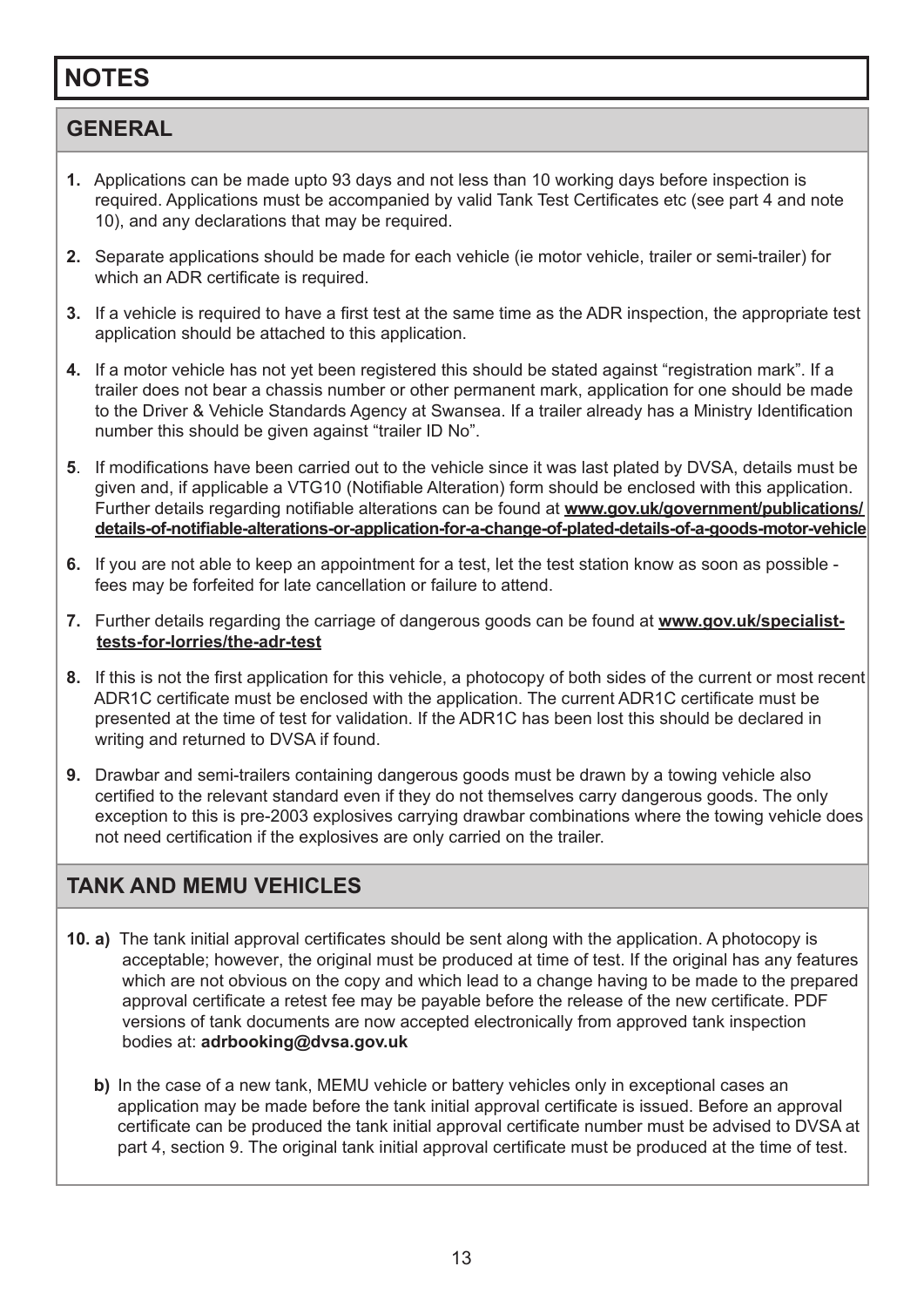# NOTES

## GENERAL

**1.** Applications can be made upto 93 days and not less than 10 working days before inspection is required. Applications must be accompanied by valid Tank Test Certificates etc (see part 4 and note 10), and any declarations that may be required.

**2.** Separate applications should be made for each vehicle (ie motor vehicle, trailer or semi-trailer) for which an ADR certificate is required.

**3.** If a vehicle is required to have a first test at the same time as the ADR inspection, the appropriate test application should be attached to this application.

**4.** If a motor vehicle has not yet been registered this should be stated against "registration mark". If a trailer does not bear a chassis number or other permanent mark, application for one should be made to the Driver & Vehicle Standards Agency at Swansea. If a trailer already has a Ministry Identification number this should be given against "trailer ID No".

**5**. If modifications have been carried out to the vehicle since it was last plated by DVSA, details must be given and, if applicable a VTG10 (Notifiable Alteration) form should be enclosed with this application. Further details regarding notifiable alterations can be found at **www.gov.uk/government/publications/details-of-notifiable-alterations-or-application-for-a-change-of-plated-details-of-a-goods-motor-vehicle**

**6.** If you are not able to keep an appointment for a test, let the test station know as soon as possible - fees may be forfeited for late cancellation or failure to attend.

**7.** Further details regarding the carriage of dangerous goods can be found at **www.gov.uk/specialist-tests-for-lorries/the-adr-test**

**8.** If this is not the first application for this vehicle, a photocopy of both sides of the current or most recent ADR1C certificate must be enclosed with the application. The current ADR1C certificate must be presented at the time of test for validation. If the ADR1C has been lost this should be declared in writing and returned to DVSA if found.

**9.** Drawbar and semi-trailers containing dangerous goods must be drawn by a towing vehicle also certified to the relevant standard even if they do not themselves carry dangerous goods. The only exception to this is pre-2003 explosives carrying drawbar combinations where the towing vehicle does not need certification if the explosives are only carried on the trailer.

## TANK AND MEMU VEHICLES

**10. a)** The tank initial approval certificates should be sent along with the application. A photocopy is acceptable; however, the original must be produced at time of test. If the original has any features which are not obvious on the copy and which lead to a change having to be made to the prepared approval certificate a retest fee may be payable before the release of the new certificate. PDF versions of tank documents are now accepted electronically from approved tank inspection bodies at: **adrbooking@dvsa.gov.uk**

**b)** In the case of a new tank, MEMU vehicle or battery vehicles only in exceptional cases an application may be made before the tank initial approval certificate is issued. Before an approval certificate can be produced the tank initial approval certificate number must be advised to DVSA at part 4, section 9. The original tank initial approval certificate must be produced at the time of test.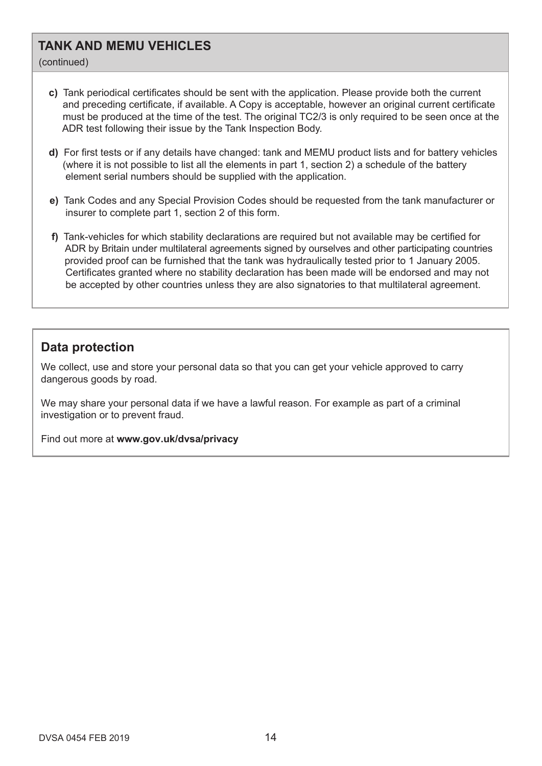## TANK AND MEMU VEHICLES

(continued)

**c)** Tank periodical certificates should be sent with the application. Please provide both the current and preceding certificate, if available. A Copy is acceptable, however an original current certificate must be produced at the time of the test. The original TC2/3 is only required to be seen once at the ADR test following their issue by the Tank Inspection Body.

**d)** For first tests or if any details have changed: tank and MEMU product lists and for battery vehicles (where it is not possible to list all the elements in part 1, section 2) a schedule of the battery element serial numbers should be supplied with the application.

**e)** Tank Codes and any Special Provision Codes should be requested from the tank manufacturer or insurer to complete part 1, section 2 of this form.

**f)** Tank-vehicles for which stability declarations are required but not available may be certified for ADR by Britain under multilateral agreements signed by ourselves and other participating countries provided proof can be furnished that the tank was hydraulically tested prior to 1 January 2005. Certificates granted where no stability declaration has been made will be endorsed and may not be accepted by other countries unless they are also signatories to that multilateral agreement.

## Data protection

We collect, use and store your personal data so that you can get your vehicle approved to carry dangerous goods by road.

We may share your personal data if we have a lawful reason. For example as part of a criminal investigation or to prevent fraud.

Find out more at **www.gov.uk/dvsa/privacy**

DVSA 0454 FEB 2019